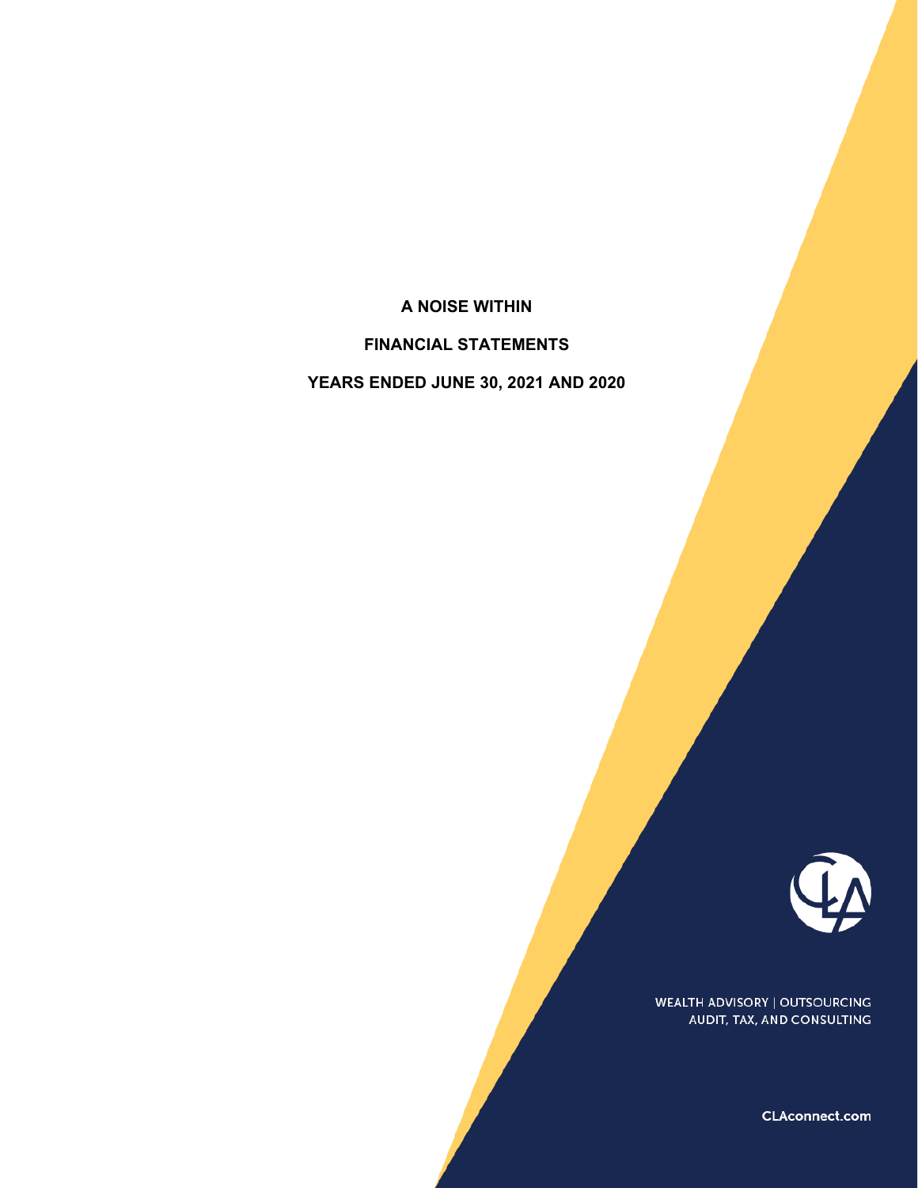# A NOISE WITHIN

## FINANCIAL STATEMENTS

## YEARS ENDED JUNE 30, 2021 AND 2020

WEALTH ADVISORY | OUTSOURCING
AUDIT, TAX, AND CONSULTING

CLAconnect.com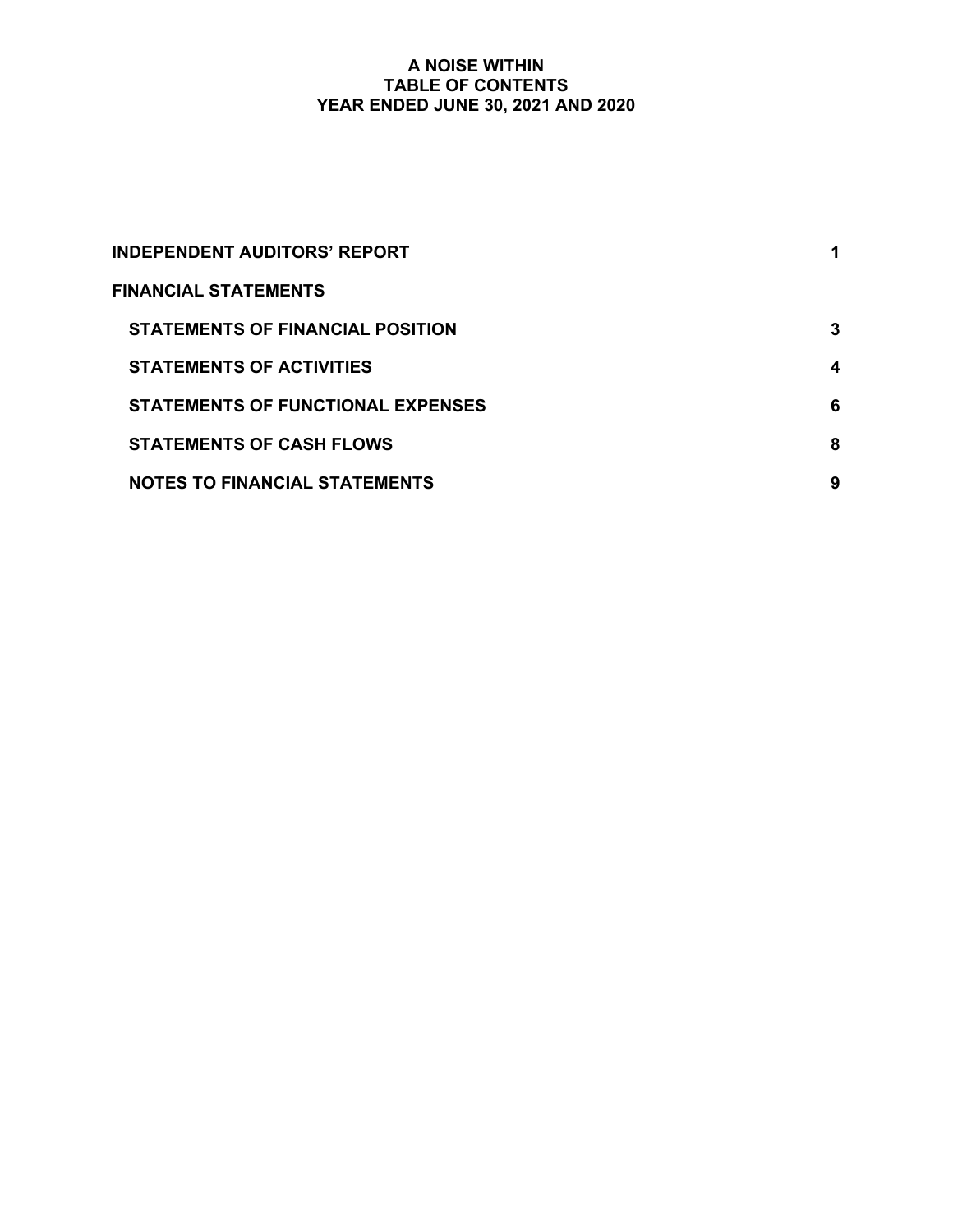# A NOISE WITHIN
## TABLE OF CONTENTS
## YEAR ENDED JUNE 30, 2021 AND 2020

| | |
|---|---|
| **INDEPENDENT AUDITORS' REPORT** | **1** |
| **FINANCIAL STATEMENTS** | |
| **STATEMENTS OF FINANCIAL POSITION** | **3** |
| **STATEMENTS OF ACTIVITIES** | **4** |
| **STATEMENTS OF FUNCTIONAL EXPENSES** | **6** |
| **STATEMENTS OF CASH FLOWS** | **8** |
| **NOTES TO FINANCIAL STATEMENTS** | **9** |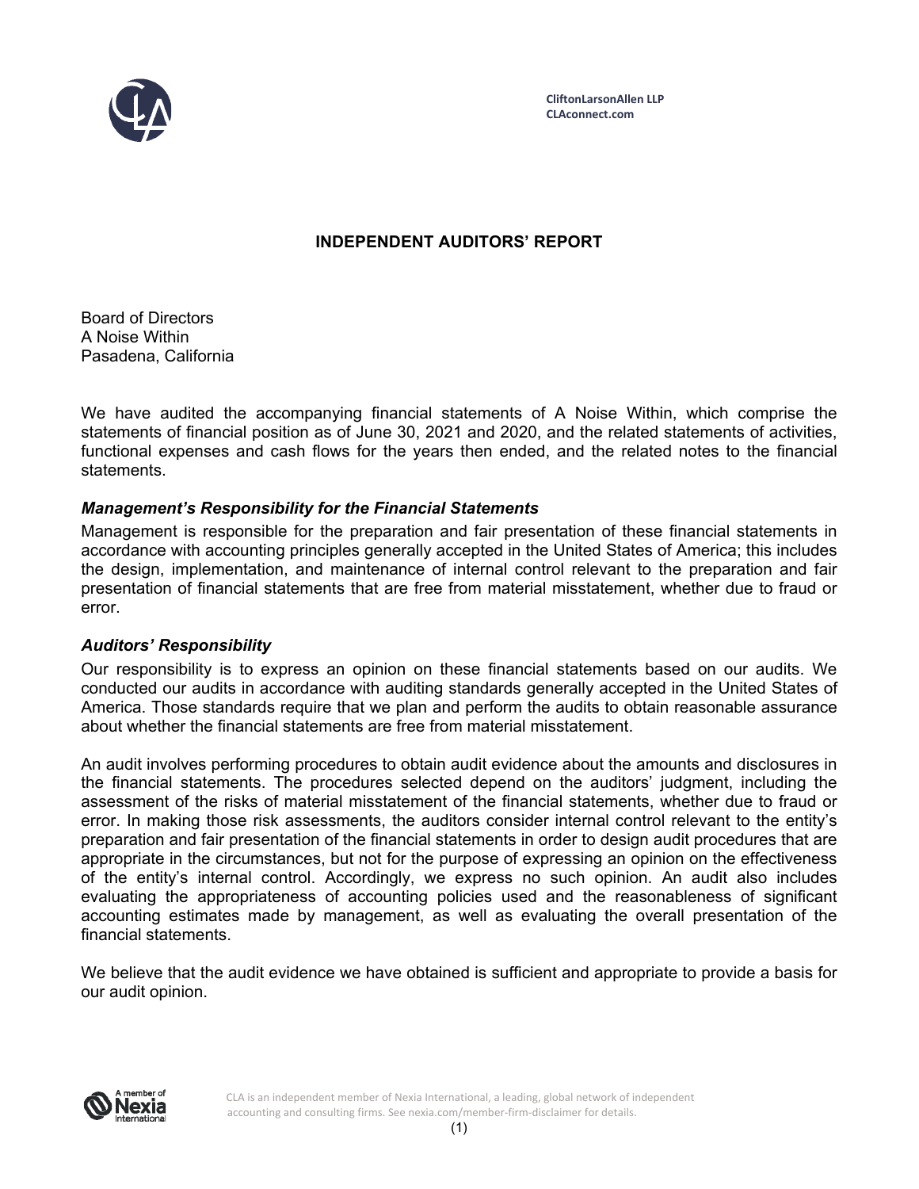CliftonLarsonAllen LLP
CLAconnect.com

# INDEPENDENT AUDITORS' REPORT

Board of Directors
A Noise Within
Pasadena, California

We have audited the accompanying financial statements of A Noise Within, which comprise the statements of financial position as of June 30, 2021 and 2020, and the related statements of activities, functional expenses and cash flows for the years then ended, and the related notes to the financial statements.

### *Management's Responsibility for the Financial Statements*

Management is responsible for the preparation and fair presentation of these financial statements in accordance with accounting principles generally accepted in the United States of America; this includes the design, implementation, and maintenance of internal control relevant to the preparation and fair presentation of financial statements that are free from material misstatement, whether due to fraud or error.

### *Auditors' Responsibility*

Our responsibility is to express an opinion on these financial statements based on our audits. We conducted our audits in accordance with auditing standards generally accepted in the United States of America. Those standards require that we plan and perform the audits to obtain reasonable assurance about whether the financial statements are free from material misstatement.

An audit involves performing procedures to obtain audit evidence about the amounts and disclosures in the financial statements. The procedures selected depend on the auditors' judgment, including the assessment of the risks of material misstatement of the financial statements, whether due to fraud or error. In making those risk assessments, the auditors consider internal control relevant to the entity's preparation and fair presentation of the financial statements in order to design audit procedures that are appropriate in the circumstances, but not for the purpose of expressing an opinion on the effectiveness of the entity's internal control. Accordingly, we express no such opinion. An audit also includes evaluating the appropriateness of accounting policies used and the reasonableness of significant accounting estimates made by management, as well as evaluating the overall presentation of the financial statements.

We believe that the audit evidence we have obtained is sufficient and appropriate to provide a basis for our audit opinion.

CLA is an independent member of Nexia International, a leading, global network of independent accounting and consulting firms. See nexia.com/member-firm-disclaimer for details.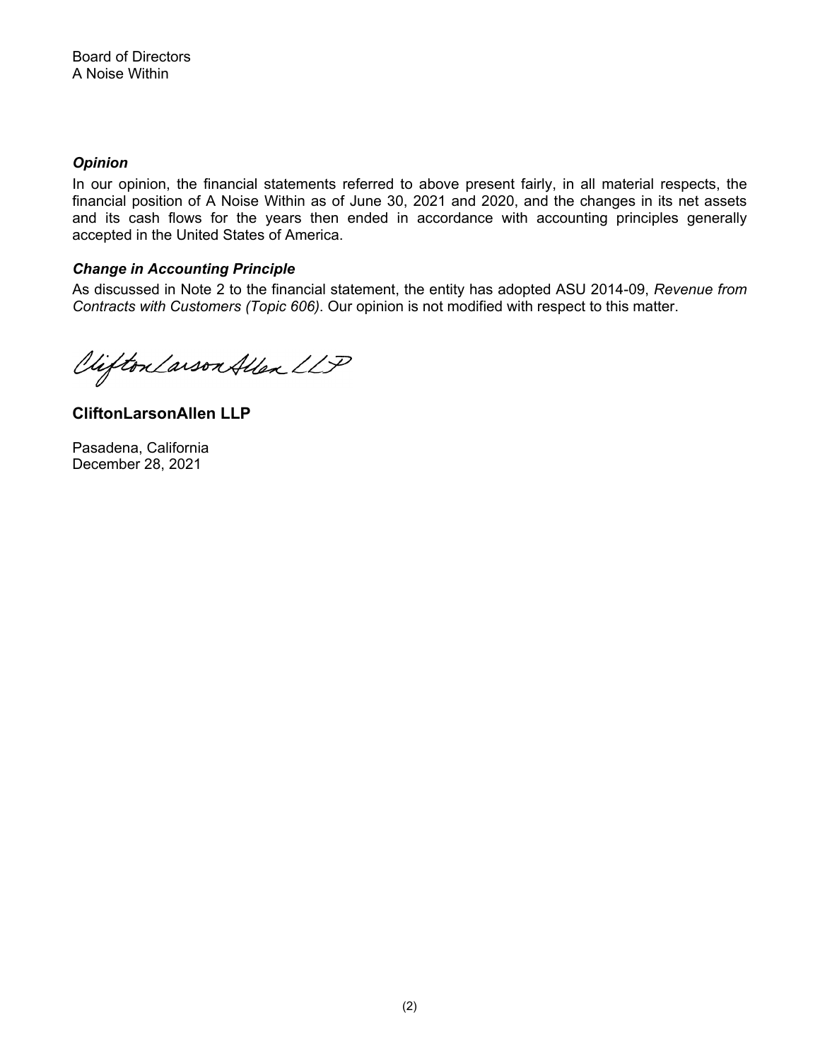Board of Directors
A Noise Within

### *Opinion*

In our opinion, the financial statements referred to above present fairly, in all material respects, the financial position of A Noise Within as of June 30, 2021 and 2020, and the changes in its net assets and its cash flows for the years then ended in accordance with accounting principles generally accepted in the United States of America.

### *Change in Accounting Principle*

As discussed in Note 2 to the financial statement, the entity has adopted ASU 2014-09, *Revenue from Contracts with Customers (Topic 606)*. Our opinion is not modified with respect to this matter.

CliftonLarsonAllen LLP

**CliftonLarsonAllen LLP**

Pasadena, California
December 28, 2021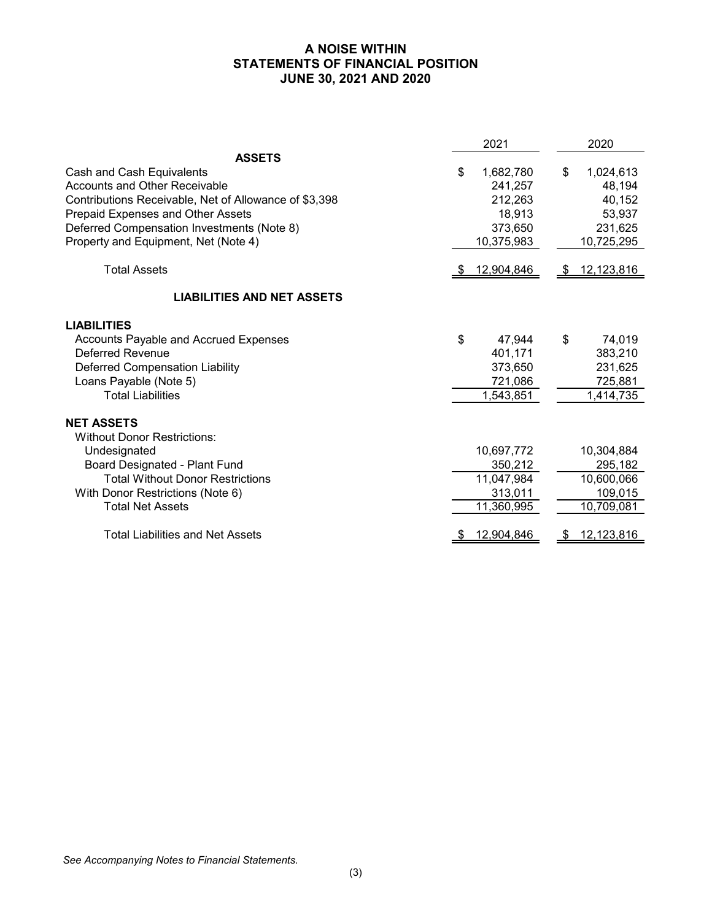# A NOISE WITHIN
## STATEMENTS OF FINANCIAL POSITION
### JUNE 30, 2021 AND 2020

| | 2021 | 2020 |
|---|---|---|
| **ASSETS** | | |
| Cash and Cash Equivalents | $ 1,682,780 | $ 1,024,613 |
| Accounts and Other Receivable | 241,257 | 48,194 |
| Contributions Receivable, Net of Allowance of $3,398 | 212,263 | 40,152 |
| Prepaid Expenses and Other Assets | 18,913 | 53,937 |
| Deferred Compensation Investments (Note 8) | 373,650 | 231,625 |
| Property and Equipment, Net (Note 4) | 10,375,983 | 10,725,295 |
| Total Assets | $ 12,904,846 | $ 12,123,816 |
| **LIABILITIES AND NET ASSETS** | | |
| **LIABILITIES** | | |
| Accounts Payable and Accrued Expenses | $ 47,944 | $ 74,019 |
| Deferred Revenue | 401,171 | 383,210 |
| Deferred Compensation Liability | 373,650 | 231,625 |
| Loans Payable (Note 5) | 721,086 | 725,881 |
| Total Liabilities | 1,543,851 | 1,414,735 |
| **NET ASSETS** | | |
| Without Donor Restrictions: | | |
| Undesignated | 10,697,772 | 10,304,884 |
| Board Designated - Plant Fund | 350,212 | 295,182 |
| Total Without Donor Restrictions | 11,047,984 | 10,600,066 |
| With Donor Restrictions (Note 6) | 313,011 | 109,015 |
| Total Net Assets | 11,360,995 | 10,709,081 |
| Total Liabilities and Net Assets | $ 12,904,846 | $ 12,123,816 |

*See Accompanying Notes to Financial Statements.*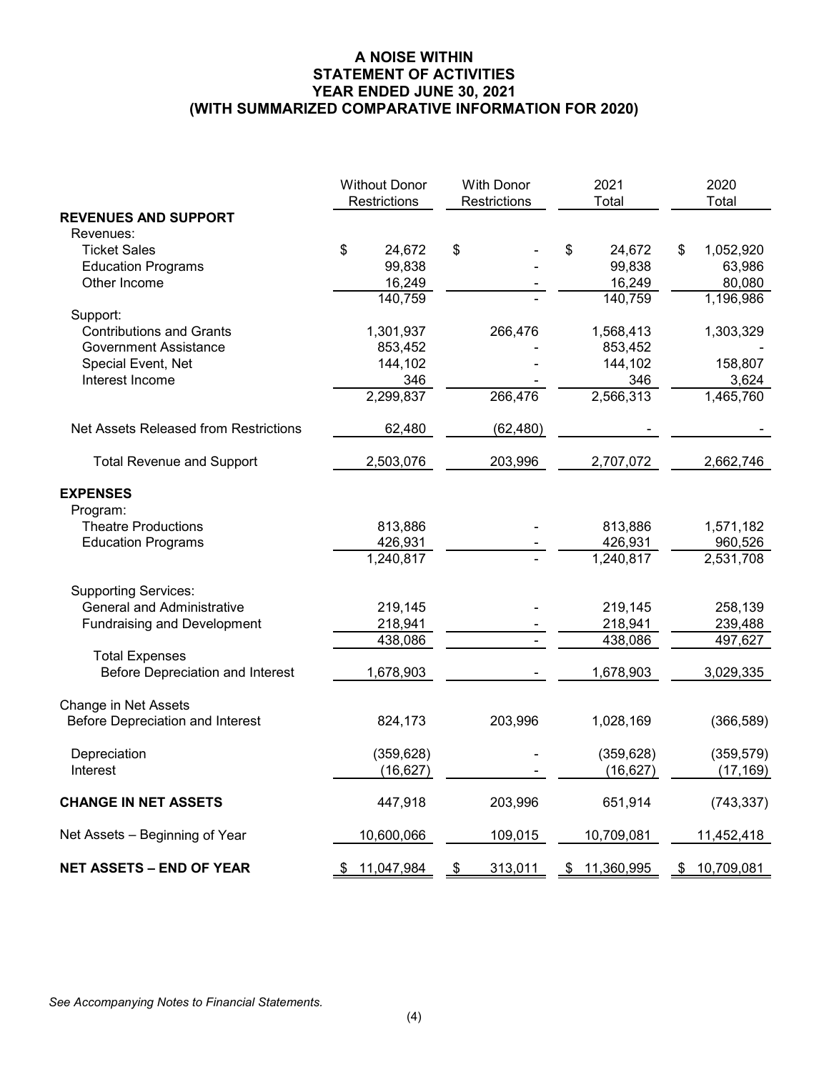# A NOISE WITHIN
## STATEMENT OF ACTIVITIES
### YEAR ENDED JUNE 30, 2021
### (WITH SUMMARIZED COMPARATIVE INFORMATION FOR 2020)

| | Without Donor Restrictions | With Donor Restrictions | 2021 Total | 2020 Total |
|---|---|---|---|---|
| **REVENUES AND SUPPORT** | | | | |
| Revenues: | | | | |
| Ticket Sales | $ 24,672 | $ - | $ 24,672 | $ 1,052,920 |
| Education Programs | 99,838 | - | 99,838 | 63,986 |
| Other Income | 16,249 | - | 16,249 | 80,080 |
| | 140,759 | - | 140,759 | 1,196,986 |
| Support: | | | | |
| Contributions and Grants | 1,301,937 | 266,476 | 1,568,413 | 1,303,329 |
| Government Assistance | 853,452 | - | 853,452 | - |
| Special Event, Net | 144,102 | - | 144,102 | 158,807 |
| Interest Income | 346 | - | 346 | 3,624 |
| | 2,299,837 | 266,476 | 2,566,313 | 1,465,760 |
| Net Assets Released from Restrictions | 62,480 | (62,480) | - | - |
| Total Revenue and Support | 2,503,076 | 203,996 | 2,707,072 | 2,662,746 |
| **EXPENSES** | | | | |
| Program: | | | | |
| Theatre Productions | 813,886 | - | 813,886 | 1,571,182 |
| Education Programs | 426,931 | - | 426,931 | 960,526 |
| | 1,240,817 | - | 1,240,817 | 2,531,708 |
| Supporting Services: | | | | |
| General and Administrative | 219,145 | - | 219,145 | 258,139 |
| Fundraising and Development | 218,941 | - | 218,941 | 239,488 |
| | 438,086 | - | 438,086 | 497,627 |
| Total Expenses Before Depreciation and Interest | 1,678,903 | - | 1,678,903 | 3,029,335 |
| Change in Net Assets Before Depreciation and Interest | 824,173 | 203,996 | 1,028,169 | (366,589) |
| Depreciation | (359,628) | - | (359,628) | (359,579) |
| Interest | (16,627) | - | (16,627) | (17,169) |
| **CHANGE IN NET ASSETS** | 447,918 | 203,996 | 651,914 | (743,337) |
| Net Assets – Beginning of Year | 10,600,066 | 109,015 | 10,709,081 | 11,452,418 |
| **NET ASSETS – END OF YEAR** | $ 11,047,984 | $ 313,011 | $ 11,360,995 | $ 10,709,081 |

*See Accompanying Notes to Financial Statements.*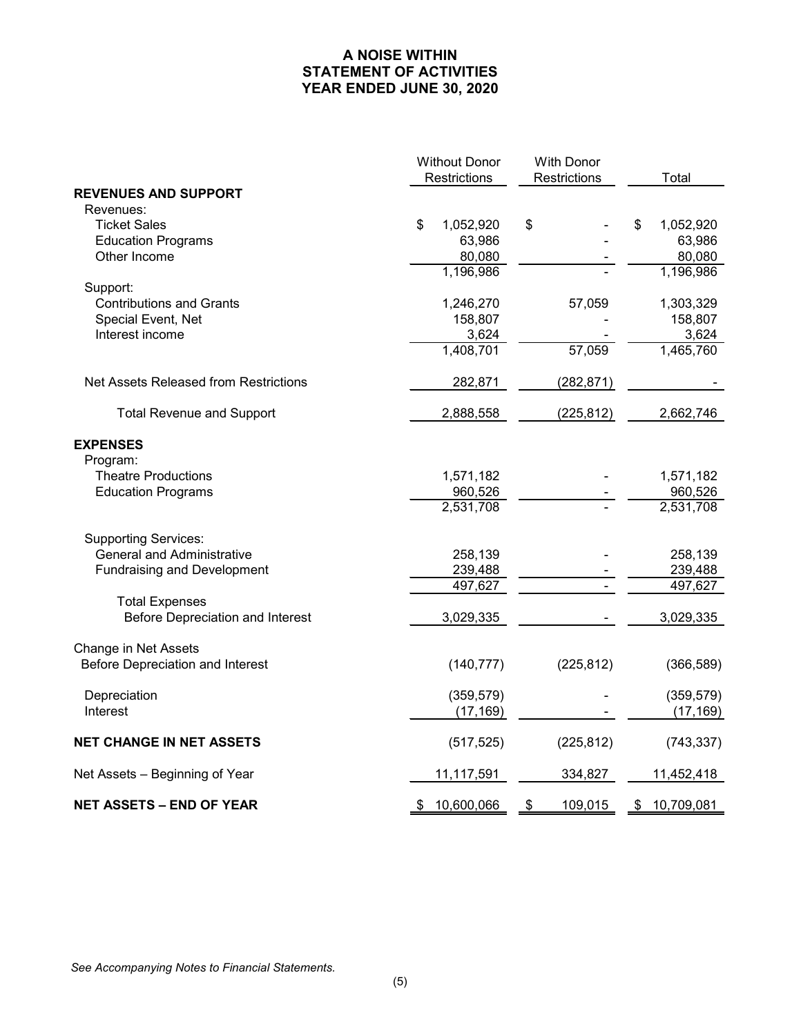# A NOISE WITHIN
# STATEMENT OF ACTIVITIES
# YEAR ENDED JUNE 30, 2020

| | Without Donor Restrictions | With Donor Restrictions | Total |
|---|---|---|---|
| **REVENUES AND SUPPORT** | | | |
| Revenues: | | | |
| Ticket Sales | $ 1,052,920 | $ - | $ 1,052,920 |
| Education Programs | 63,986 | - | 63,986 |
| Other Income | 80,080 | - | 80,080 |
| | 1,196,986 | - | 1,196,986 |
| Support: | | | |
| Contributions and Grants | 1,246,270 | 57,059 | 1,303,329 |
| Special Event, Net | 158,807 | - | 158,807 |
| Interest income | 3,624 | - | 3,624 |
| | 1,408,701 | 57,059 | 1,465,760 |
| Net Assets Released from Restrictions | 282,871 | (282,871) | - |
| Total Revenue and Support | 2,888,558 | (225,812) | 2,662,746 |
| **EXPENSES** | | | |
| Program: | | | |
| Theatre Productions | 1,571,182 | - | 1,571,182 |
| Education Programs | 960,526 | - | 960,526 |
| | 2,531,708 | - | 2,531,708 |
| Supporting Services: | | | |
| General and Administrative | 258,139 | - | 258,139 |
| Fundraising and Development | 239,488 | - | 239,488 |
| | 497,627 | - | 497,627 |
| Total Expenses Before Depreciation and Interest | 3,029,335 | - | 3,029,335 |
| Change in Net Assets Before Depreciation and Interest | (140,777) | (225,812) | (366,589) |
| Depreciation | (359,579) | - | (359,579) |
| Interest | (17,169) | - | (17,169) |
| **NET CHANGE IN NET ASSETS** | (517,525) | (225,812) | (743,337) |
| Net Assets – Beginning of Year | 11,117,591 | 334,827 | 11,452,418 |
| **NET ASSETS – END OF YEAR** | $ 10,600,066 | $ 109,015 | $ 10,709,081 |

*See Accompanying Notes to Financial Statements.*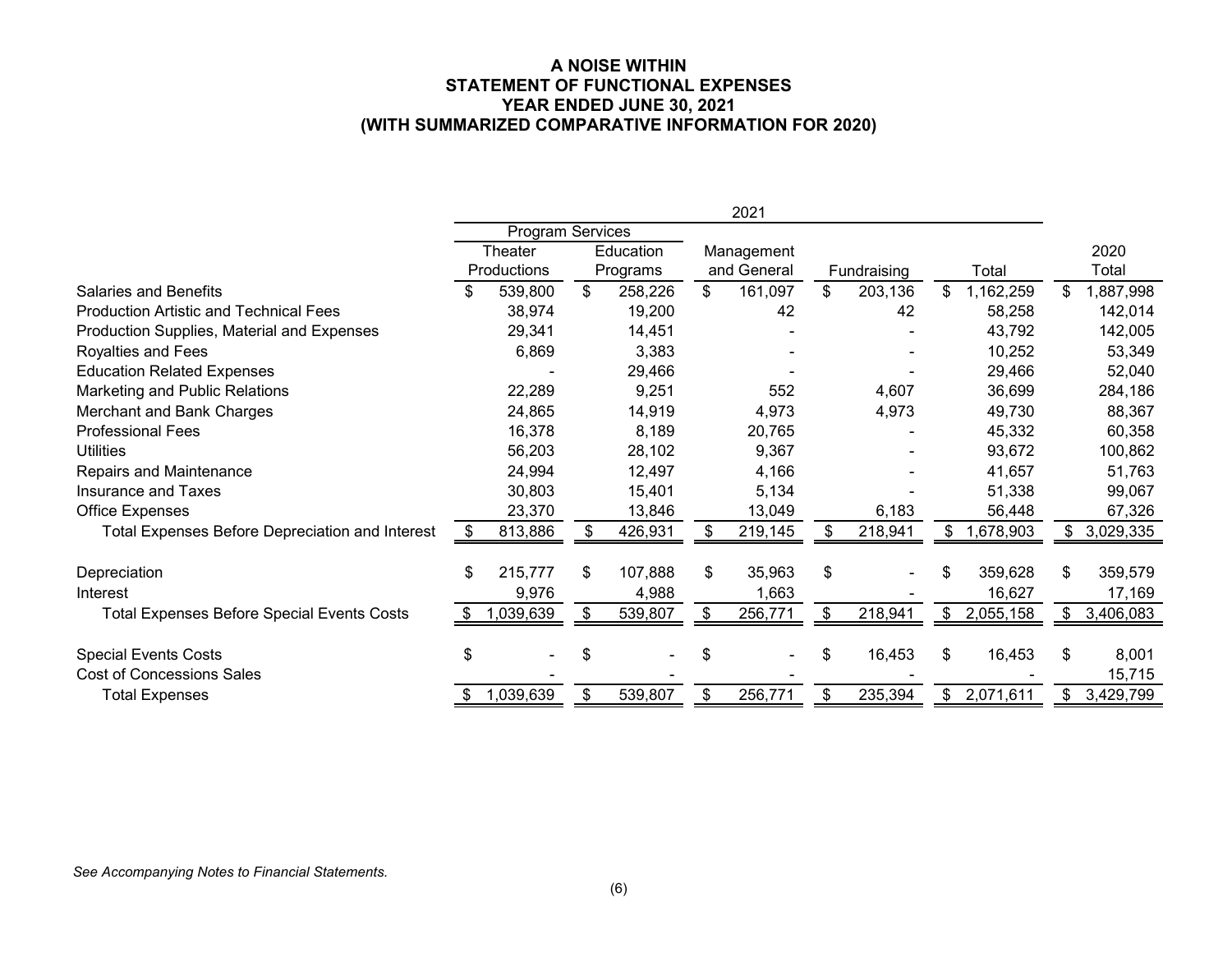**A NOISE WITHIN**
**STATEMENT OF FUNCTIONAL EXPENSES**
**YEAR ENDED JUNE 30, 2021**
**(WITH SUMMARIZED COMPARATIVE INFORMATION FOR 2020)**

| | 2021 | | | | | |
|---|---|---|---|---|---|---|
| | Program Services | | | | | |
| | Theater Productions | Education Programs | Management and General | Fundraising | Total | 2020 Total |
| Salaries and Benefits | $ 539,800 | $ 258,226 | $ 161,097 | $ 203,136 | $ 1,162,259 | $ 1,887,998 |
| Production Artistic and Technical Fees | 38,974 | 19,200 | 42 | 42 | 58,258 | 142,014 |
| Production Supplies, Material and Expenses | 29,341 | 14,451 | - | - | 43,792 | 142,005 |
| Royalties and Fees | 6,869 | 3,383 | - | - | 10,252 | 53,349 |
| Education Related Expenses | - | 29,466 | - | - | 29,466 | 52,040 |
| Marketing and Public Relations | 22,289 | 9,251 | 552 | 4,607 | 36,699 | 284,186 |
| Merchant and Bank Charges | 24,865 | 14,919 | 4,973 | 4,973 | 49,730 | 88,367 |
| Professional Fees | 16,378 | 8,189 | 20,765 | - | 45,332 | 60,358 |
| Utilities | 56,203 | 28,102 | 9,367 | - | 93,672 | 100,862 |
| Repairs and Maintenance | 24,994 | 12,497 | 4,166 | - | 41,657 | 51,763 |
| Insurance and Taxes | 30,803 | 15,401 | 5,134 | - | 51,338 | 99,067 |
| Office Expenses | 23,370 | 13,846 | 13,049 | 6,183 | 56,448 | 67,326 |
| Total Expenses Before Depreciation and Interest | $ 813,886 | $ 426,931 | $ 219,145 | $ 218,941 | $ 1,678,903 | $ 3,029,335 |
| Depreciation | $ 215,777 | $ 107,888 | $ 35,963 | $ - | $ 359,628 | $ 359,579 |
| Interest | 9,976 | 4,988 | 1,663 | - | 16,627 | 17,169 |
| Total Expenses Before Special Events Costs | $ 1,039,639 | $ 539,807 | $ 256,771 | $ 218,941 | $ 2,055,158 | $ 3,406,083 |
| Special Events Costs | $ - | $ - | $ - | $ 16,453 | $ 16,453 | $ 8,001 |
| Cost of Concessions Sales | - | - | - | - | - | 15,715 |
| Total Expenses | $ 1,039,639 | $ 539,807 | $ 256,771 | $ 235,394 | $ 2,071,611 | $ 3,429,799 |

*See Accompanying Notes to Financial Statements.*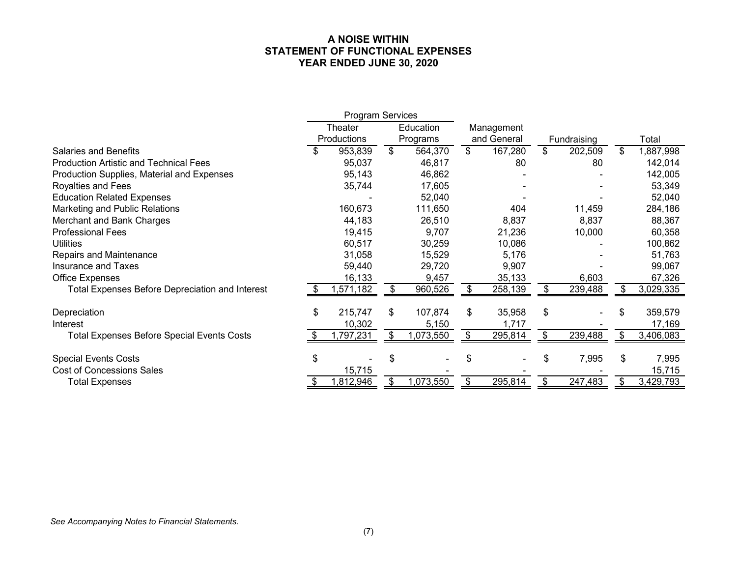# A NOISE WITHIN
## STATEMENT OF FUNCTIONAL EXPENSES
## YEAR ENDED JUNE 30, 2020

| | Program Services | | | | |
|---|---|---|---|---|---|
| | Theater Productions | Education Programs | Management and General | Fundraising | Total |
| Salaries and Benefits | $ 953,839 | $ 564,370 | $ 167,280 | $ 202,509 | $ 1,887,998 |
| Production Artistic and Technical Fees | 95,037 | 46,817 | 80 | 80 | 142,014 |
| Production Supplies, Material and Expenses | 95,143 | 46,862 | - | - | 142,005 |
| Royalties and Fees | 35,744 | 17,605 | - | - | 53,349 |
| Education Related Expenses | - | 52,040 | - | - | 52,040 |
| Marketing and Public Relations | 160,673 | 111,650 | 404 | 11,459 | 284,186 |
| Merchant and Bank Charges | 44,183 | 26,510 | 8,837 | 8,837 | 88,367 |
| Professional Fees | 19,415 | 9,707 | 21,236 | 10,000 | 60,358 |
| Utilities | 60,517 | 30,259 | 10,086 | - | 100,862 |
| Repairs and Maintenance | 31,058 | 15,529 | 5,176 | - | 51,763 |
| Insurance and Taxes | 59,440 | 29,720 | 9,907 | - | 99,067 |
| Office Expenses | 16,133 | 9,457 | 35,133 | 6,603 | 67,326 |
| Total Expenses Before Depreciation and Interest | $ 1,571,182 | $ 960,526 | $ 258,139 | $ 239,488 | $ 3,029,335 |
| | | | | | |
| Depreciation | $ 215,747 | $ 107,874 | $ 35,958 | $ - | $ 359,579 |
| Interest | 10,302 | 5,150 | 1,717 | - | 17,169 |
| Total Expenses Before Special Events Costs | $ 1,797,231 | $ 1,073,550 | $ 295,814 | $ 239,488 | $ 3,406,083 |
| | | | | | |
| Special Events Costs | $ - | $ - | $ - | $ 7,995 | $ 7,995 |
| Cost of Concessions Sales | 15,715 | - | - | - | 15,715 |
| Total Expenses | $ 1,812,946 | $ 1,073,550 | $ 295,814 | $ 247,483 | $ 3,429,793 |

*See Accompanying Notes to Financial Statements.*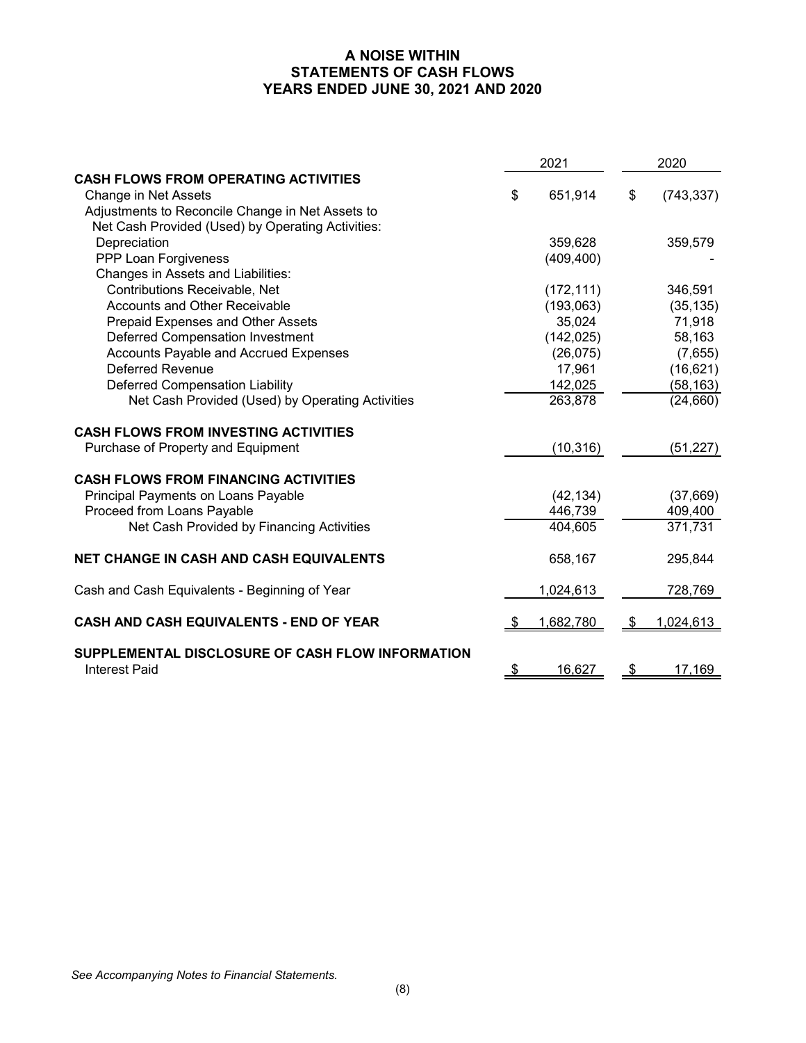# A NOISE WITHIN
## STATEMENTS OF CASH FLOWS
## YEARS ENDED JUNE 30, 2021 AND 2020

| | 2021 | 2020 |
|---|---|---|
| **CASH FLOWS FROM OPERATING ACTIVITIES** | | |
| Change in Net Assets | $ 651,914 | $ (743,337) |
| Adjustments to Reconcile Change in Net Assets to Net Cash Provided (Used) by Operating Activities: | | |
| Depreciation | 359,628 | 359,579 |
| PPP Loan Forgiveness | (409,400) | - |
| Changes in Assets and Liabilities: | | |
| Contributions Receivable, Net | (172,111) | 346,591 |
| Accounts and Other Receivable | (193,063) | (35,135) |
| Prepaid Expenses and Other Assets | 35,024 | 71,918 |
| Deferred Compensation Investment | (142,025) | 58,163 |
| Accounts Payable and Accrued Expenses | (26,075) | (7,655) |
| Deferred Revenue | 17,961 | (16,621) |
| Deferred Compensation Liability | 142,025 | (58,163) |
| Net Cash Provided (Used) by Operating Activities | 263,878 | (24,660) |
| **CASH FLOWS FROM INVESTING ACTIVITIES** | | |
| Purchase of Property and Equipment | (10,316) | (51,227) |
| **CASH FLOWS FROM FINANCING ACTIVITIES** | | |
| Principal Payments on Loans Payable | (42,134) | (37,669) |
| Proceed from Loans Payable | 446,739 | 409,400 |
| Net Cash Provided by Financing Activities | 404,605 | 371,731 |
| **NET CHANGE IN CASH AND CASH EQUIVALENTS** | 658,167 | 295,844 |
| Cash and Cash Equivalents - Beginning of Year | 1,024,613 | 728,769 |
| **CASH AND CASH EQUIVALENTS - END OF YEAR** | $ 1,682,780 | $ 1,024,613 |
| **SUPPLEMENTAL DISCLOSURE OF CASH FLOW INFORMATION** | | |
| Interest Paid | $ 16,627 | $ 17,169 |

*See Accompanying Notes to Financial Statements.*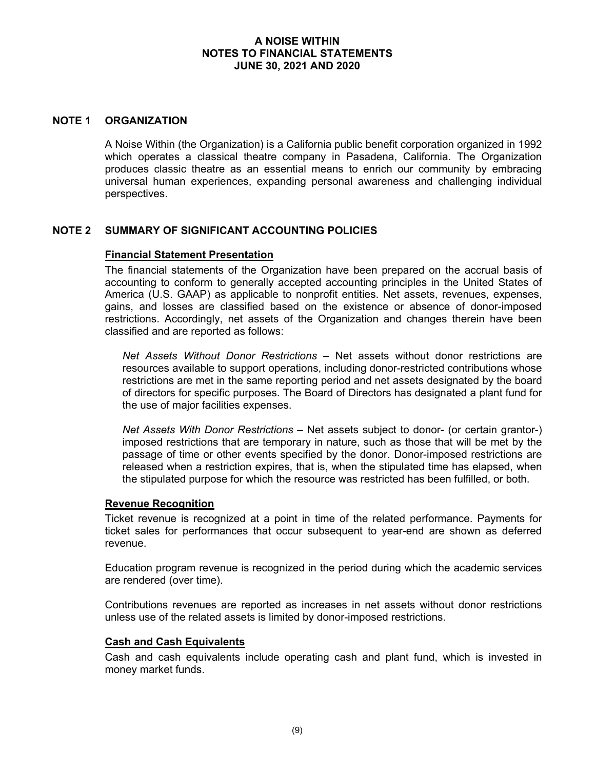# A NOISE WITHIN
## NOTES TO FINANCIAL STATEMENTS
## JUNE 30, 2021 AND 2020

## NOTE 1 ORGANIZATION

A Noise Within (the Organization) is a California public benefit corporation organized in 1992 which operates a classical theatre company in Pasadena, California. The Organization produces classic theatre as an essential means to enrich our community by embracing universal human experiences, expanding personal awareness and challenging individual perspectives.

## NOTE 2 SUMMARY OF SIGNIFICANT ACCOUNTING POLICIES

### Financial Statement Presentation

The financial statements of the Organization have been prepared on the accrual basis of accounting to conform to generally accepted accounting principles in the United States of America (U.S. GAAP) as applicable to nonprofit entities. Net assets, revenues, expenses, gains, and losses are classified based on the existence or absence of donor-imposed restrictions. Accordingly, net assets of the Organization and changes therein have been classified and are reported as follows:

*Net Assets Without Donor Restrictions* – Net assets without donor restrictions are resources available to support operations, including donor-restricted contributions whose restrictions are met in the same reporting period and net assets designated by the board of directors for specific purposes. The Board of Directors has designated a plant fund for the use of major facilities expenses.

*Net Assets With Donor Restrictions* – Net assets subject to donor- (or certain grantor-) imposed restrictions that are temporary in nature, such as those that will be met by the passage of time or other events specified by the donor. Donor-imposed restrictions are released when a restriction expires, that is, when the stipulated time has elapsed, when the stipulated purpose for which the resource was restricted has been fulfilled, or both.

### Revenue Recognition

Ticket revenue is recognized at a point in time of the related performance. Payments for ticket sales for performances that occur subsequent to year-end are shown as deferred revenue.

Education program revenue is recognized in the period during which the academic services are rendered (over time).

Contributions revenues are reported as increases in net assets without donor restrictions unless use of the related assets is limited by donor-imposed restrictions.

### Cash and Cash Equivalents

Cash and cash equivalents include operating cash and plant fund, which is invested in money market funds.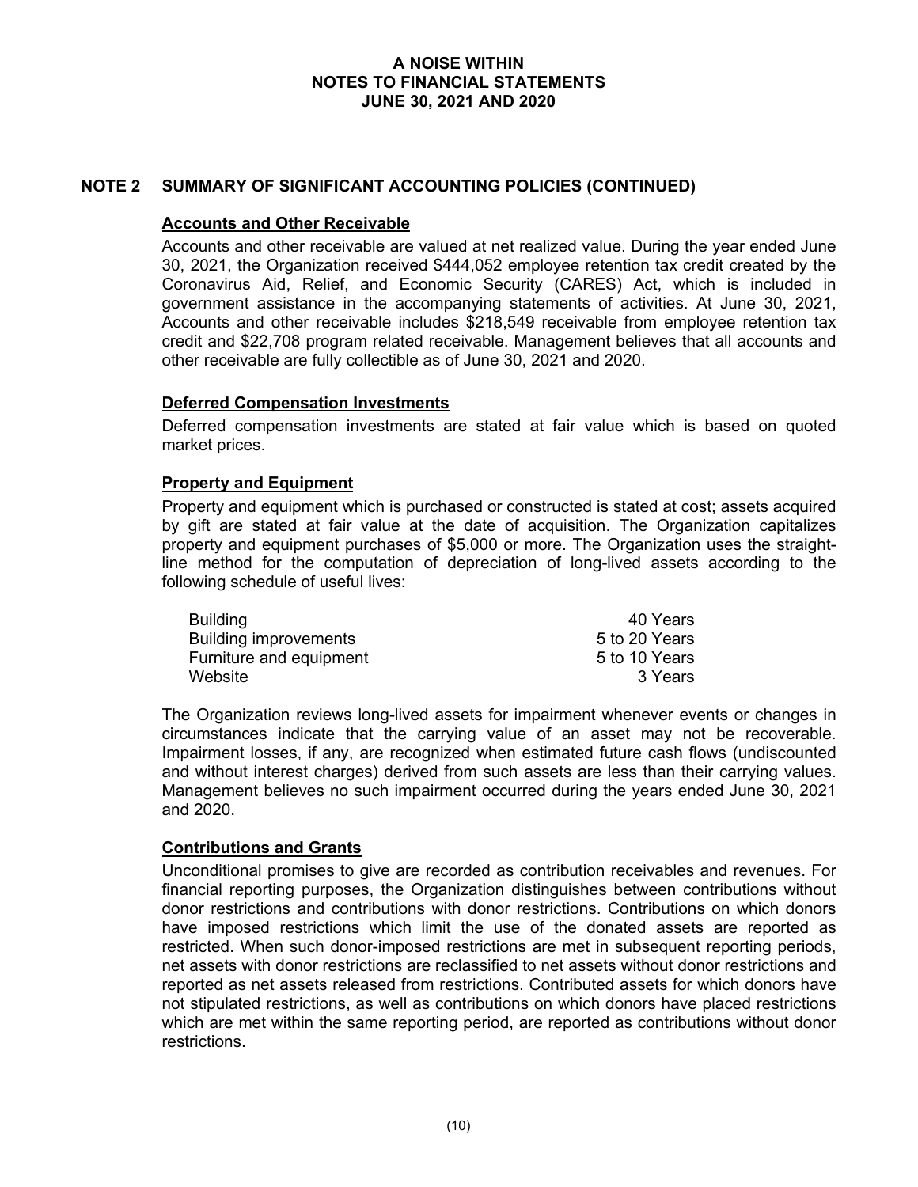# A NOISE WITHIN
# NOTES TO FINANCIAL STATEMENTS
# JUNE 30, 2021 AND 2020

## NOTE 2 SUMMARY OF SIGNIFICANT ACCOUNTING POLICIES (CONTINUED)

### Accounts and Other Receivable

Accounts and other receivable are valued at net realized value. During the year ended June 30, 2021, the Organization received $444,052 employee retention tax credit created by the Coronavirus Aid, Relief, and Economic Security (CARES) Act, which is included in government assistance in the accompanying statements of activities. At June 30, 2021, Accounts and other receivable includes $218,549 receivable from employee retention tax credit and $22,708 program related receivable. Management believes that all accounts and other receivable are fully collectible as of June 30, 2021 and 2020.

### Deferred Compensation Investments

Deferred compensation investments are stated at fair value which is based on quoted market prices.

### Property and Equipment

Property and equipment which is purchased or constructed is stated at cost; assets acquired by gift are stated at fair value at the date of acquisition. The Organization capitalizes property and equipment purchases of $5,000 or more. The Organization uses the straight-line method for the computation of depreciation of long-lived assets according to the following schedule of useful lives:

| | |
|---|---|
| Building | 40 Years |
| Building improvements | 5 to 20 Years |
| Furniture and equipment | 5 to 10 Years |
| Website | 3 Years |

The Organization reviews long-lived assets for impairment whenever events or changes in circumstances indicate that the carrying value of an asset may not be recoverable. Impairment losses, if any, are recognized when estimated future cash flows (undiscounted and without interest charges) derived from such assets are less than their carrying values. Management believes no such impairment occurred during the years ended June 30, 2021 and 2020.

### Contributions and Grants

Unconditional promises to give are recorded as contribution receivables and revenues. For financial reporting purposes, the Organization distinguishes between contributions without donor restrictions and contributions with donor restrictions. Contributions on which donors have imposed restrictions which limit the use of the donated assets are reported as restricted. When such donor-imposed restrictions are met in subsequent reporting periods, net assets with donor restrictions are reclassified to net assets without donor restrictions and reported as net assets released from restrictions. Contributed assets for which donors have not stipulated restrictions, as well as contributions on which donors have placed restrictions which are met within the same reporting period, are reported as contributions without donor restrictions.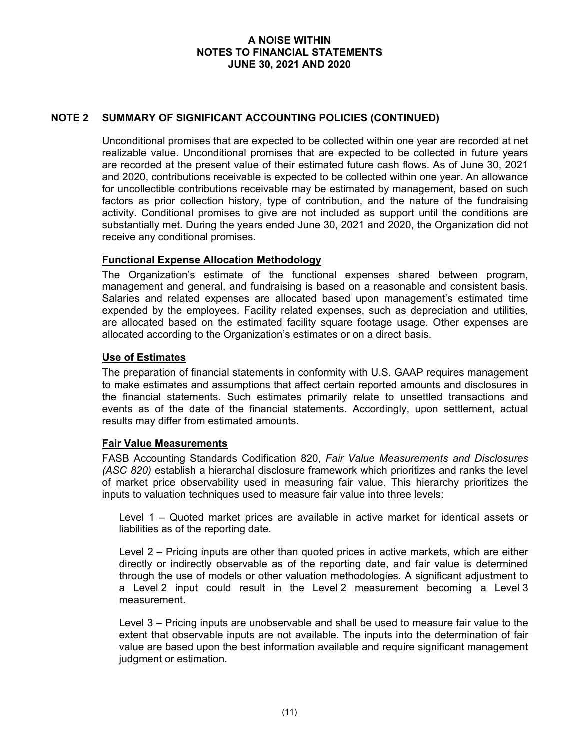## NOTE 2 SUMMARY OF SIGNIFICANT ACCOUNTING POLICIES (CONTINUED)

Unconditional promises that are expected to be collected within one year are recorded at net realizable value. Unconditional promises that are expected to be collected in future years are recorded at the present value of their estimated future cash flows. As of June 30, 2021 and 2020, contributions receivable is expected to be collected within one year. An allowance for uncollectible contributions receivable may be estimated by management, based on such factors as prior collection history, type of contribution, and the nature of the fundraising activity. Conditional promises to give are not included as support until the conditions are substantially met. During the years ended June 30, 2021 and 2020, the Organization did not receive any conditional promises.

### Functional Expense Allocation Methodology

The Organization's estimate of the functional expenses shared between program, management and general, and fundraising is based on a reasonable and consistent basis. Salaries and related expenses are allocated based upon management's estimated time expended by the employees. Facility related expenses, such as depreciation and utilities, are allocated based on the estimated facility square footage usage. Other expenses are allocated according to the Organization's estimates or on a direct basis.

### Use of Estimates

The preparation of financial statements in conformity with U.S. GAAP requires management to make estimates and assumptions that affect certain reported amounts and disclosures in the financial statements. Such estimates primarily relate to unsettled transactions and events as of the date of the financial statements. Accordingly, upon settlement, actual results may differ from estimated amounts.

### Fair Value Measurements

FASB Accounting Standards Codification 820, *Fair Value Measurements and Disclosures (ASC 820)* establish a hierarchal disclosure framework which prioritizes and ranks the level of market price observability used in measuring fair value. This hierarchy prioritizes the inputs to valuation techniques used to measure fair value into three levels:

Level 1 – Quoted market prices are available in active market for identical assets or liabilities as of the reporting date.

Level 2 – Pricing inputs are other than quoted prices in active markets, which are either directly or indirectly observable as of the reporting date, and fair value is determined through the use of models or other valuation methodologies. A significant adjustment to a Level 2 input could result in the Level 2 measurement becoming a Level 3 measurement.

Level 3 – Pricing inputs are unobservable and shall be used to measure fair value to the extent that observable inputs are not available. The inputs into the determination of fair value are based upon the best information available and require significant management judgment or estimation.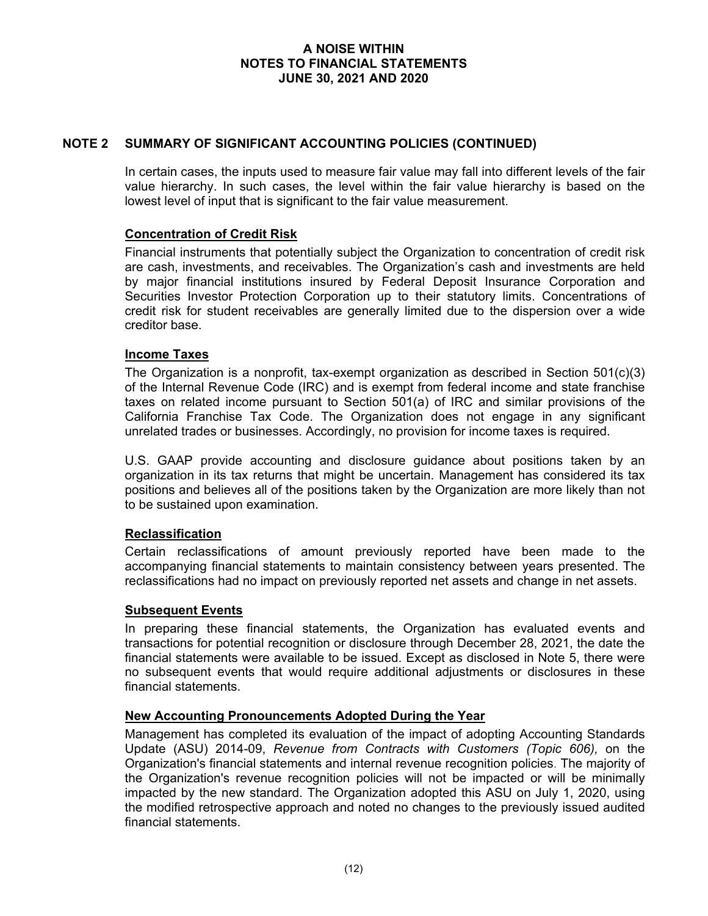## NOTE 2 SUMMARY OF SIGNIFICANT ACCOUNTING POLICIES (CONTINUED)

In certain cases, the inputs used to measure fair value may fall into different levels of the fair value hierarchy. In such cases, the level within the fair value hierarchy is based on the lowest level of input that is significant to the fair value measurement.

### Concentration of Credit Risk

Financial instruments that potentially subject the Organization to concentration of credit risk are cash, investments, and receivables. The Organization's cash and investments are held by major financial institutions insured by Federal Deposit Insurance Corporation and Securities Investor Protection Corporation up to their statutory limits. Concentrations of credit risk for student receivables are generally limited due to the dispersion over a wide creditor base.

### Income Taxes

The Organization is a nonprofit, tax-exempt organization as described in Section 501(c)(3) of the Internal Revenue Code (IRC) and is exempt from federal income and state franchise taxes on related income pursuant to Section 501(a) of IRC and similar provisions of the California Franchise Tax Code. The Organization does not engage in any significant unrelated trades or businesses. Accordingly, no provision for income taxes is required.

U.S. GAAP provide accounting and disclosure guidance about positions taken by an organization in its tax returns that might be uncertain. Management has considered its tax positions and believes all of the positions taken by the Organization are more likely than not to be sustained upon examination.

### Reclassification

Certain reclassifications of amount previously reported have been made to the accompanying financial statements to maintain consistency between years presented. The reclassifications had no impact on previously reported net assets and change in net assets.

### Subsequent Events

In preparing these financial statements, the Organization has evaluated events and transactions for potential recognition or disclosure through December 28, 2021, the date the financial statements were available to be issued. Except as disclosed in Note 5, there were no subsequent events that would require additional adjustments or disclosures in these financial statements.

### New Accounting Pronouncements Adopted During the Year

Management has completed its evaluation of the impact of adopting Accounting Standards Update (ASU) 2014-09, *Revenue from Contracts with Customers (Topic 606),* on the Organization's financial statements and internal revenue recognition policies. The majority of the Organization's revenue recognition policies will not be impacted or will be minimally impacted by the new standard. The Organization adopted this ASU on July 1, 2020, using the modified retrospective approach and noted no changes to the previously issued audited financial statements.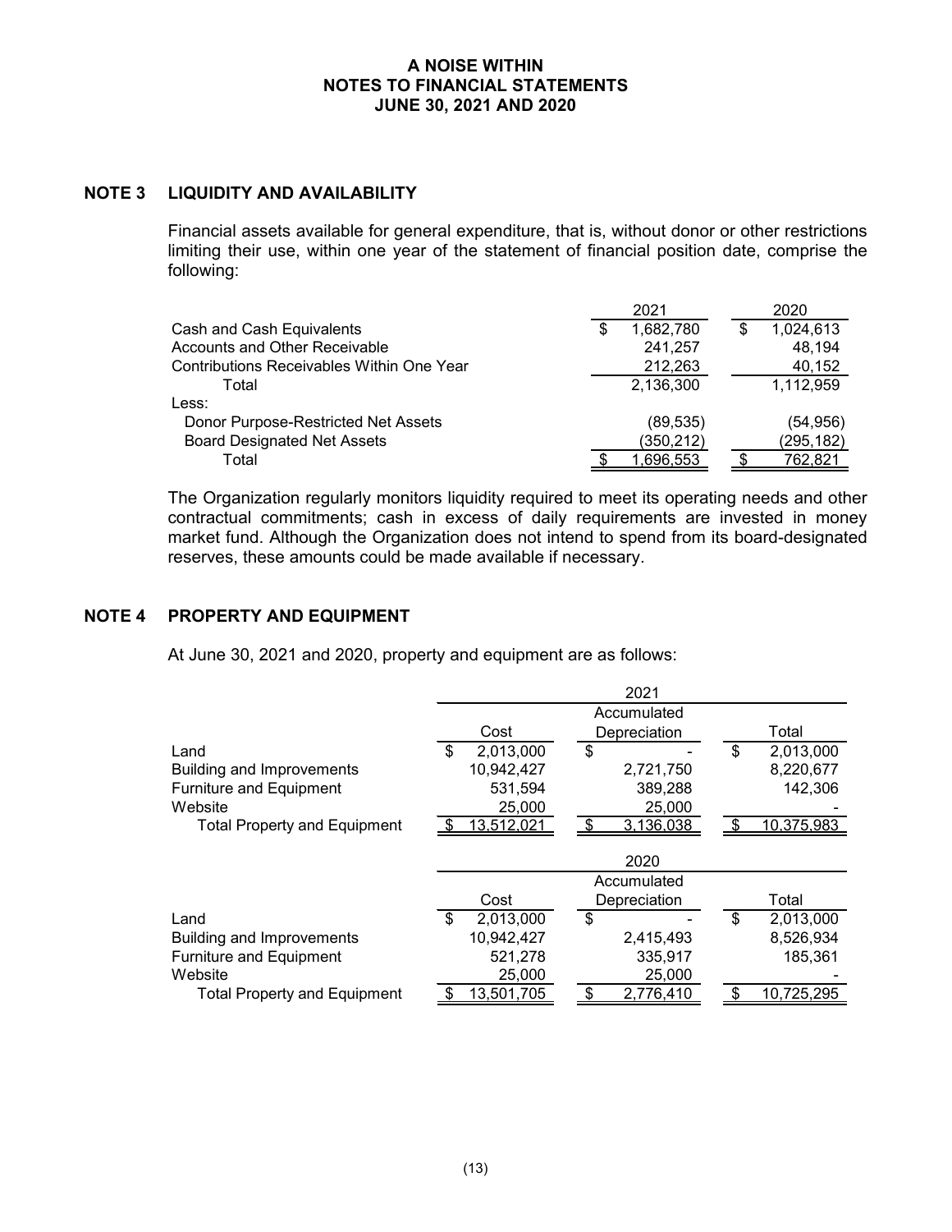# A NOISE WITHIN
# NOTES TO FINANCIAL STATEMENTS
# JUNE 30, 2021 AND 2020

## NOTE 3 LIQUIDITY AND AVAILABILITY

Financial assets available for general expenditure, that is, without donor or other restrictions limiting their use, within one year of the statement of financial position date, comprise the following:

| | 2021 | 2020 |
|---|---|---|
| Cash and Cash Equivalents | $ 1,682,780 | $ 1,024,613 |
| Accounts and Other Receivable | 241,257 | 48,194 |
| Contributions Receivables Within One Year | 212,263 | 40,152 |
| Total | 2,136,300 | 1,112,959 |
| Less: | | |
| Donor Purpose-Restricted Net Assets | (89,535) | (54,956) |
| Board Designated Net Assets | (350,212) | (295,182) |
| Total | $ 1,696,553 | $ 762,821 |

The Organization regularly monitors liquidity required to meet its operating needs and other contractual commitments; cash in excess of daily requirements are invested in money market fund. Although the Organization does not intend to spend from its board-designated reserves, these amounts could be made available if necessary.

## NOTE 4 PROPERTY AND EQUIPMENT

At June 30, 2021 and 2020, property and equipment are as follows:

| | 2021 | | |
|---|---|---|---|
| | Cost | Accumulated Depreciation | Total |
| Land | $ 2,013,000 | $ - | $ 2,013,000 |
| Building and Improvements | 10,942,427 | 2,721,750 | 8,220,677 |
| Furniture and Equipment | 531,594 | 389,288 | 142,306 |
| Website | 25,000 | 25,000 | - |
| Total Property and Equipment | $ 13,512,021 | $ 3,136,038 | $ 10,375,983 |

| | 2020 | | |
|---|---|---|---|
| | Cost | Accumulated Depreciation | Total |
| Land | $ 2,013,000 | $ - | $ 2,013,000 |
| Building and Improvements | 10,942,427 | 2,415,493 | 8,526,934 |
| Furniture and Equipment | 521,278 | 335,917 | 185,361 |
| Website | 25,000 | 25,000 | - |
| Total Property and Equipment | $ 13,501,705 | $ 2,776,410 | $ 10,725,295 |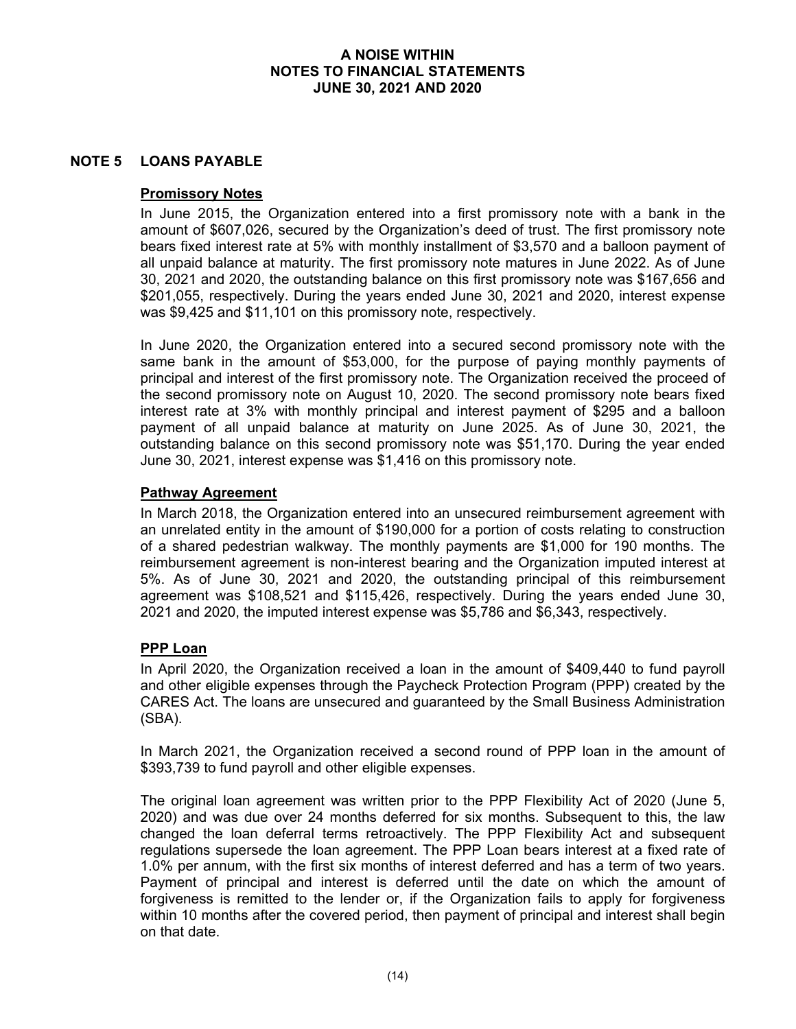# A NOISE WITHIN
## NOTES TO FINANCIAL STATEMENTS
### JUNE 30, 2021 AND 2020

## NOTE 5 LOANS PAYABLE

**Promissory Notes**

In June 2015, the Organization entered into a first promissory note with a bank in the amount of $607,026, secured by the Organization's deed of trust. The first promissory note bears fixed interest rate at 5% with monthly installment of $3,570 and a balloon payment of all unpaid balance at maturity. The first promissory note matures in June 2022. As of June 30, 2021 and 2020, the outstanding balance on this first promissory note was $167,656 and $201,055, respectively. During the years ended June 30, 2021 and 2020, interest expense was $9,425 and $11,101 on this promissory note, respectively.

In June 2020, the Organization entered into a secured second promissory note with the same bank in the amount of $53,000, for the purpose of paying monthly payments of principal and interest of the first promissory note. The Organization received the proceed of the second promissory note on August 10, 2020. The second promissory note bears fixed interest rate at 3% with monthly principal and interest payment of $295 and a balloon payment of all unpaid balance at maturity on June 2025. As of June 30, 2021, the outstanding balance on this second promissory note was $51,170. During the year ended June 30, 2021, interest expense was $1,416 on this promissory note.

**Pathway Agreement**

In March 2018, the Organization entered into an unsecured reimbursement agreement with an unrelated entity in the amount of $190,000 for a portion of costs relating to construction of a shared pedestrian walkway. The monthly payments are $1,000 for 190 months. The reimbursement agreement is non-interest bearing and the Organization imputed interest at 5%. As of June 30, 2021 and 2020, the outstanding principal of this reimbursement agreement was $108,521 and $115,426, respectively. During the years ended June 30, 2021 and 2020, the imputed interest expense was $5,786 and $6,343, respectively.

**PPP Loan**

In April 2020, the Organization received a loan in the amount of $409,440 to fund payroll and other eligible expenses through the Paycheck Protection Program (PPP) created by the CARES Act. The loans are unsecured and guaranteed by the Small Business Administration (SBA).

In March 2021, the Organization received a second round of PPP loan in the amount of $393,739 to fund payroll and other eligible expenses.

The original loan agreement was written prior to the PPP Flexibility Act of 2020 (June 5, 2020) and was due over 24 months deferred for six months. Subsequent to this, the law changed the loan deferral terms retroactively. The PPP Flexibility Act and subsequent regulations supersede the loan agreement. The PPP Loan bears interest at a fixed rate of 1.0% per annum, with the first six months of interest deferred and has a term of two years. Payment of principal and interest is deferred until the date on which the amount of forgiveness is remitted to the lender or, if the Organization fails to apply for forgiveness within 10 months after the covered period, then payment of principal and interest shall begin on that date.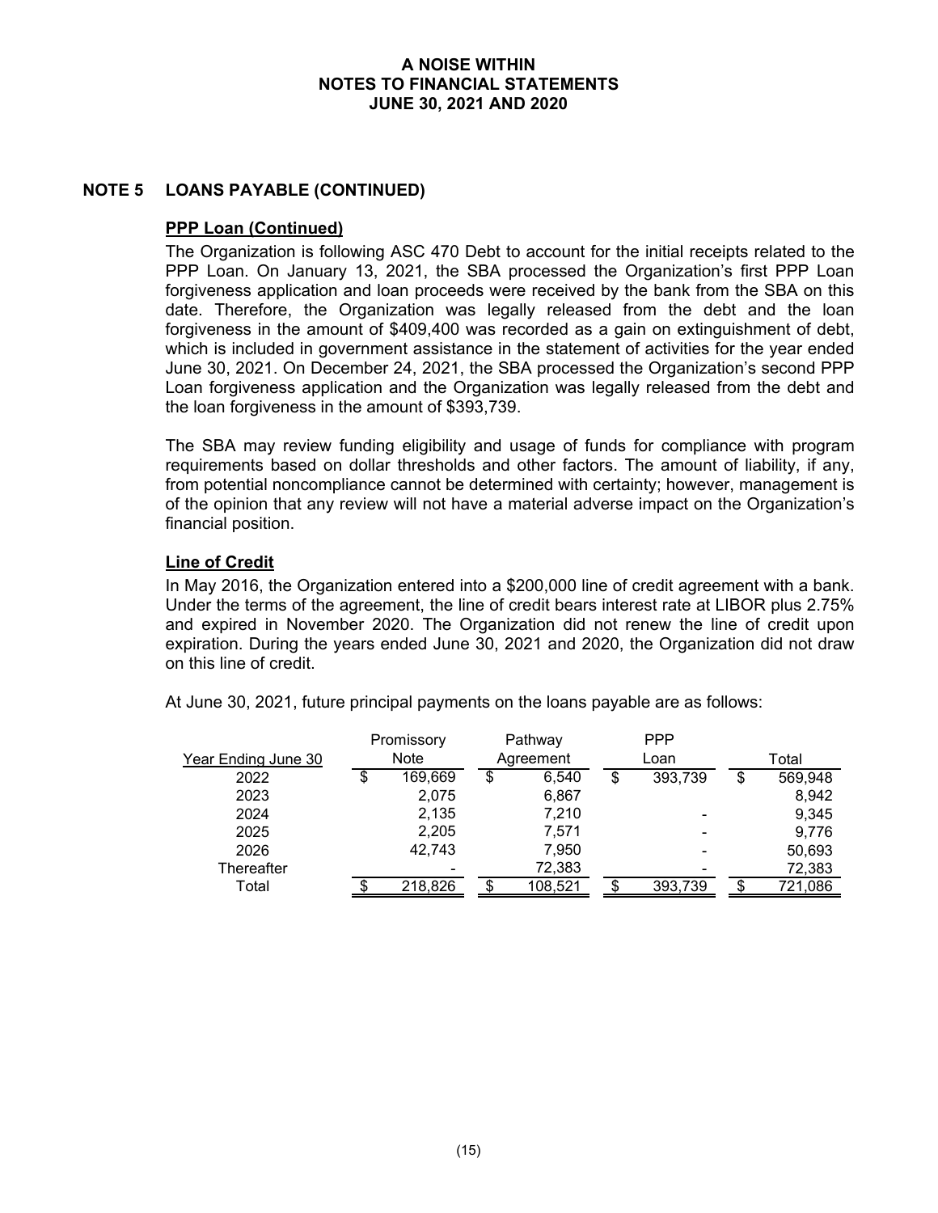## NOTE 5 LOANS PAYABLE (CONTINUED)

### PPP Loan (Continued)

The Organization is following ASC 470 Debt to account for the initial receipts related to the PPP Loan. On January 13, 2021, the SBA processed the Organization's first PPP Loan forgiveness application and loan proceeds were received by the bank from the SBA on this date. Therefore, the Organization was legally released from the debt and the loan forgiveness in the amount of $409,400 was recorded as a gain on extinguishment of debt, which is included in government assistance in the statement of activities for the year ended June 30, 2021. On December 24, 2021, the SBA processed the Organization's second PPP Loan forgiveness application and the Organization was legally released from the debt and the loan forgiveness in the amount of $393,739.

The SBA may review funding eligibility and usage of funds for compliance with program requirements based on dollar thresholds and other factors. The amount of liability, if any, from potential noncompliance cannot be determined with certainty; however, management is of the opinion that any review will not have a material adverse impact on the Organization's financial position.

### Line of Credit

In May 2016, the Organization entered into a $200,000 line of credit agreement with a bank. Under the terms of the agreement, the line of credit bears interest rate at LIBOR plus 2.75% and expired in November 2020. The Organization did not renew the line of credit upon expiration. During the years ended June 30, 2021 and 2020, the Organization did not draw on this line of credit.

At June 30, 2021, future principal payments on the loans payable are as follows:

| Year Ending June 30 | Promissory Note | Pathway Agreement | PPP Loan | Total |
|---|---|---|---|---|
| 2022 | $ 169,669 | $ 6,540 | $ 393,739 | $ 569,948 |
| 2023 | 2,075 | 6,867 | | 8,942 |
| 2024 | 2,135 | 7,210 | - | 9,345 |
| 2025 | 2,205 | 7,571 | - | 9,776 |
| 2026 | 42,743 | 7,950 | - | 50,693 |
| Thereafter | - | 72,383 | - | 72,383 |
| Total | $ 218,826 | $ 108,521 | $ 393,739 | $ 721,086 |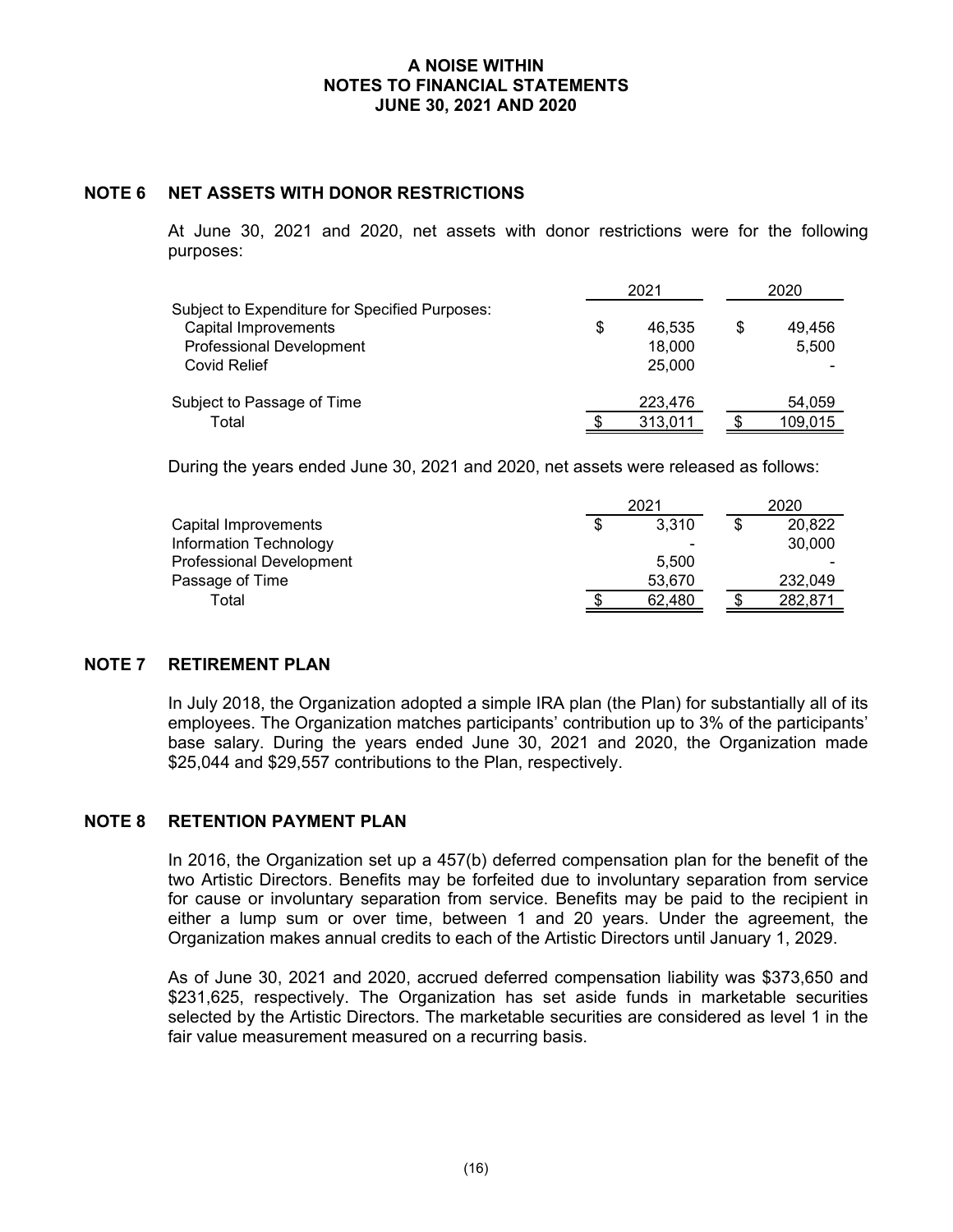# A NOISE WITHIN
# NOTES TO FINANCIAL STATEMENTS
# JUNE 30, 2021 AND 2020

## NOTE 6 NET ASSETS WITH DONOR RESTRICTIONS

At June 30, 2021 and 2020, net assets with donor restrictions were for the following purposes:

| | 2021 | 2020 |
|---|---|---|
| Subject to Expenditure for Specified Purposes: | | |
| Capital Improvements | $ 46,535 | $ 49,456 |
| Professional Development | 18,000 | 5,500 |
| Covid Relief | 25,000 | - |
| Subject to Passage of Time | 223,476 | 54,059 |
| Total | $ 313,011 | $ 109,015 |

During the years ended June 30, 2021 and 2020, net assets were released as follows:

| | 2021 | 2020 |
|---|---|---|
| Capital Improvements | $ 3,310 | $ 20,822 |
| Information Technology | - | 30,000 |
| Professional Development | 5,500 | - |
| Passage of Time | 53,670 | 232,049 |
| Total | $ 62,480 | $ 282,871 |

## NOTE 7 RETIREMENT PLAN

In July 2018, the Organization adopted a simple IRA plan (the Plan) for substantially all of its employees. The Organization matches participants' contribution up to 3% of the participants' base salary. During the years ended June 30, 2021 and 2020, the Organization made $25,044 and $29,557 contributions to the Plan, respectively.

## NOTE 8 RETENTION PAYMENT PLAN

In 2016, the Organization set up a 457(b) deferred compensation plan for the benefit of the two Artistic Directors. Benefits may be forfeited due to involuntary separation from service for cause or involuntary separation from service. Benefits may be paid to the recipient in either a lump sum or over time, between 1 and 20 years. Under the agreement, the Organization makes annual credits to each of the Artistic Directors until January 1, 2029.

As of June 30, 2021 and 2020, accrued deferred compensation liability was $373,650 and $231,625, respectively. The Organization has set aside funds in marketable securities selected by the Artistic Directors. The marketable securities are considered as level 1 in the fair value measurement measured on a recurring basis.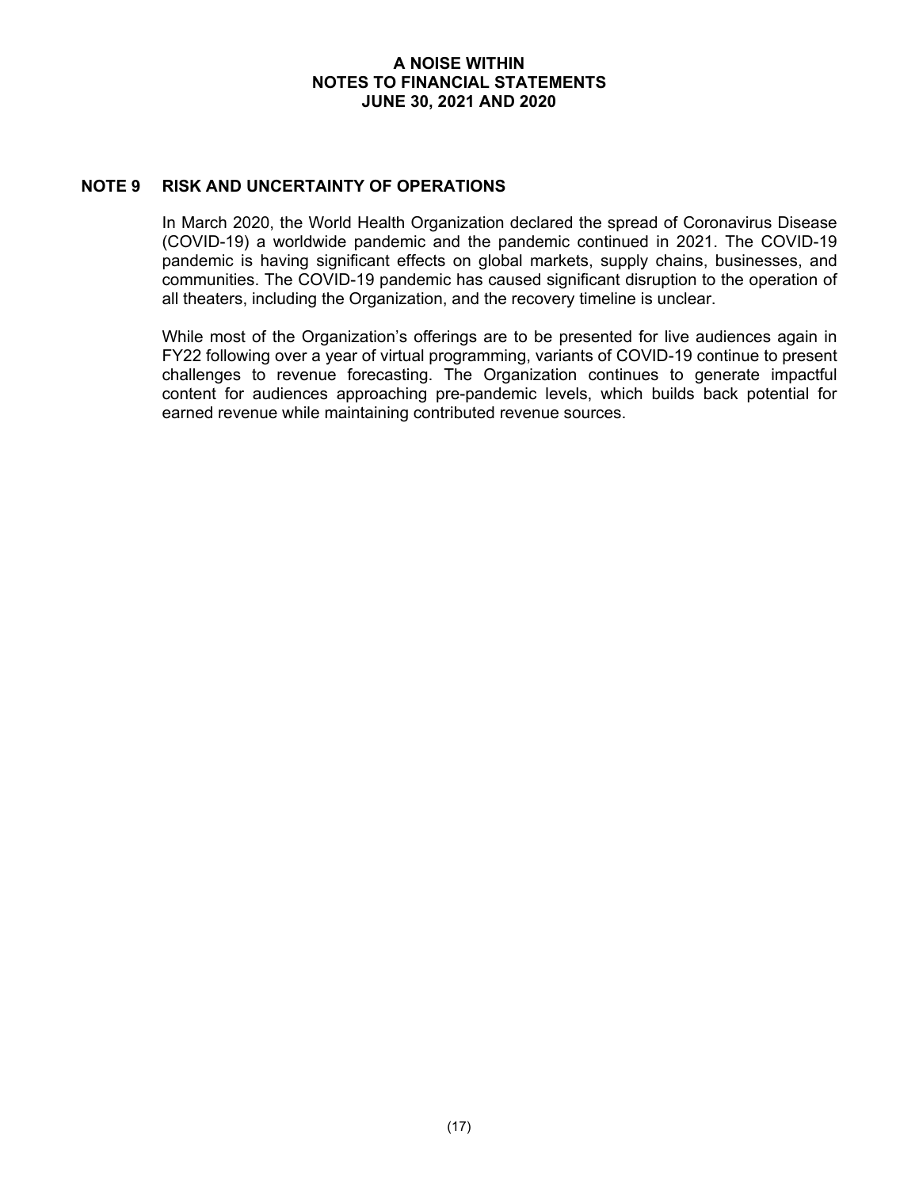# A NOISE WITHIN
# NOTES TO FINANCIAL STATEMENTS
# JUNE 30, 2021 AND 2020

## NOTE 9 RISK AND UNCERTAINTY OF OPERATIONS

In March 2020, the World Health Organization declared the spread of Coronavirus Disease (COVID-19) a worldwide pandemic and the pandemic continued in 2021. The COVID-19 pandemic is having significant effects on global markets, supply chains, businesses, and communities. The COVID-19 pandemic has caused significant disruption to the operation of all theaters, including the Organization, and the recovery timeline is unclear.

While most of the Organization's offerings are to be presented for live audiences again in FY22 following over a year of virtual programming, variants of COVID-19 continue to present challenges to revenue forecasting. The Organization continues to generate impactful content for audiences approaching pre-pandemic levels, which builds back potential for earned revenue while maintaining contributed revenue sources.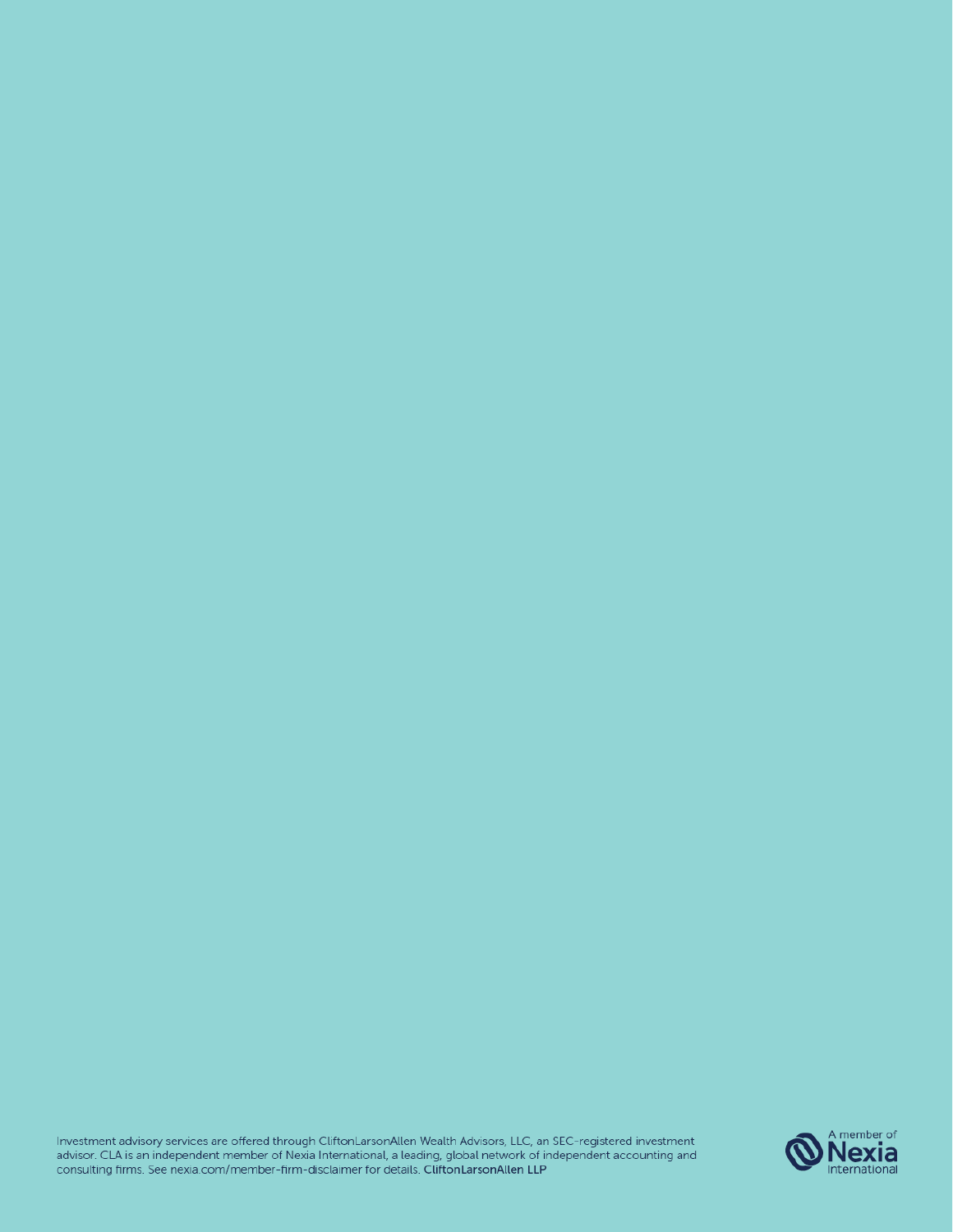Investment advisory services are offered through CliftonLarsonAllen Wealth Advisors, LLC, an SEC-registered investment advisor. CLA is an independent member of Nexia International, a leading, global network of independent accounting and consulting firms. See nexia.com/member-firm-disclaimer for details. **CliftonLarsonAllen LLP**

A member of Nexia International